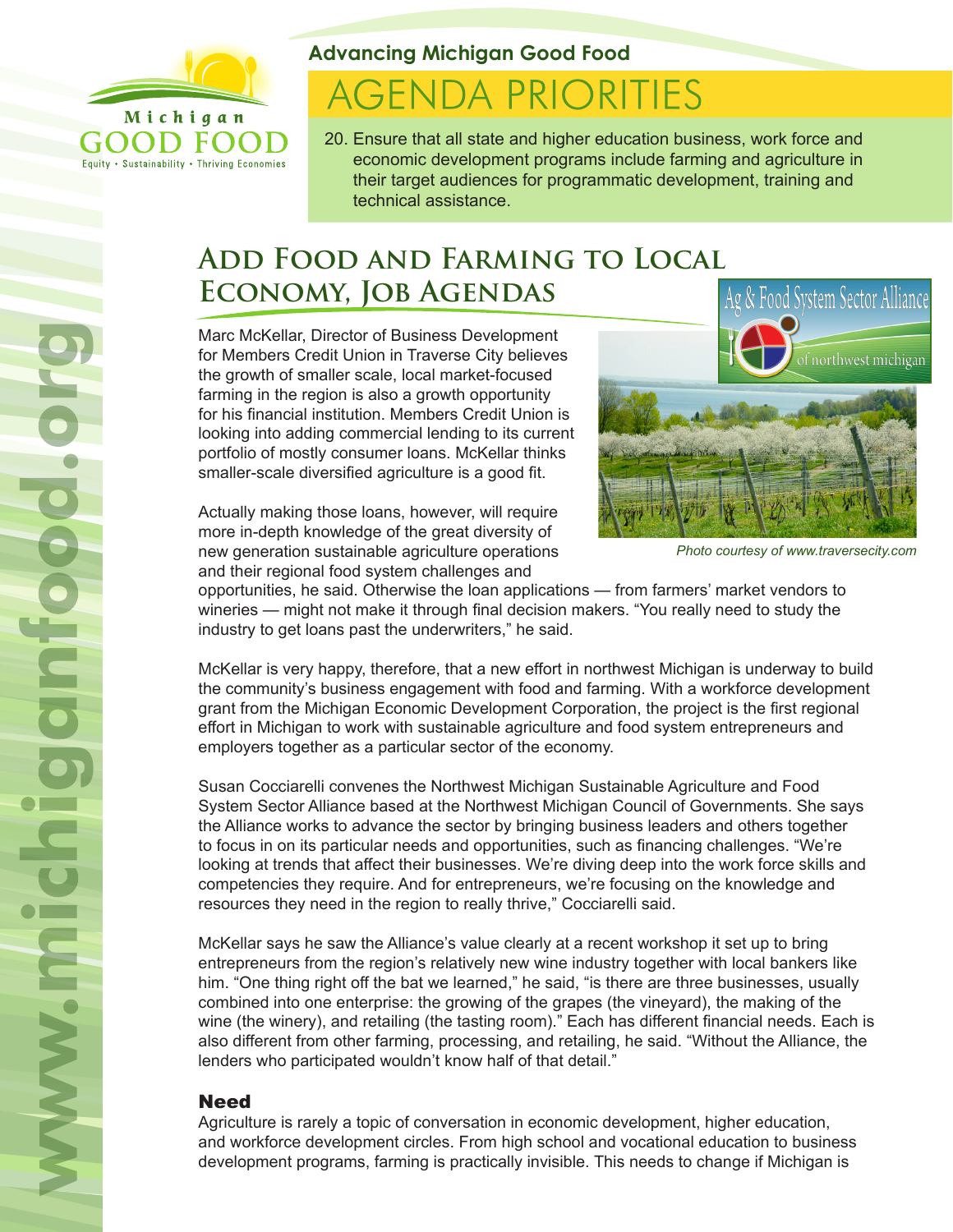Michigan GOOD FOOD

Equity • Sustainability • Thriving Economies

### Advancing Michigan Good Food

# AGENDA PRIORITIES

20. Ensure that all state and higher education business, work force and economic development programs include farming and agriculture in their target audiences for programmatic development, training and technical assistance.

## Add Food and Farming to Local Economy, Job Agendas

Ag & Food System Sector Alliance of northwest michigan

Marc McKellar, Director of Business Development for Members Credit Union in Traverse City believes the growth of smaller scale, local market-focused farming in the region is also a growth opportunity for his financial institution. Members Credit Union is looking into adding commercial lending to its current portfolio of mostly consumer loans. McKellar thinks smaller-scale diversified agriculture is a good fit.

*Photo courtesy of www.traversecity.com*

Actually making those loans, however, will require more in-depth knowledge of the great diversity of new generation sustainable agriculture operations and their regional food system challenges and opportunities, he said. Otherwise the loan applications — from farmers' market vendors to wineries — might not make it through final decision makers. "You really need to study the industry to get loans past the underwriters," he said.

McKellar is very happy, therefore, that a new effort in northwest Michigan is underway to build the community's business engagement with food and farming. With a workforce development grant from the Michigan Economic Development Corporation, the project is the first regional effort in Michigan to work with sustainable agriculture and food system entrepreneurs and employers together as a particular sector of the economy.

Susan Cocciarelli convenes the Northwest Michigan Sustainable Agriculture and Food System Sector Alliance based at the Northwest Michigan Council of Governments. She says the Alliance works to advance the sector by bringing business leaders and others together to focus in on its particular needs and opportunities, such as financing challenges. "We're looking at trends that affect their businesses. We're diving deep into the work force skills and competencies they require. And for entrepreneurs, we're focusing on the knowledge and resources they need in the region to really thrive," Cocciarelli said.

McKellar says he saw the Alliance's value clearly at a recent workshop it set up to bring entrepreneurs from the region's relatively new wine industry together with local bankers like him. "One thing right off the bat we learned," he said, "is there are three businesses, usually combined into one enterprise: the growing of the grapes (the vineyard), the making of the wine (the winery), and retailing (the tasting room)." Each has different financial needs. Each is also different from other farming, processing, and retailing, he said. "Without the Alliance, the lenders who participated wouldn't know half of that detail."

### Need

Agriculture is rarely a topic of conversation in economic development, higher education, and workforce development circles. From high school and vocational education to business development programs, farming is practically invisible. This needs to change if Michigan is

www.michiganfood.org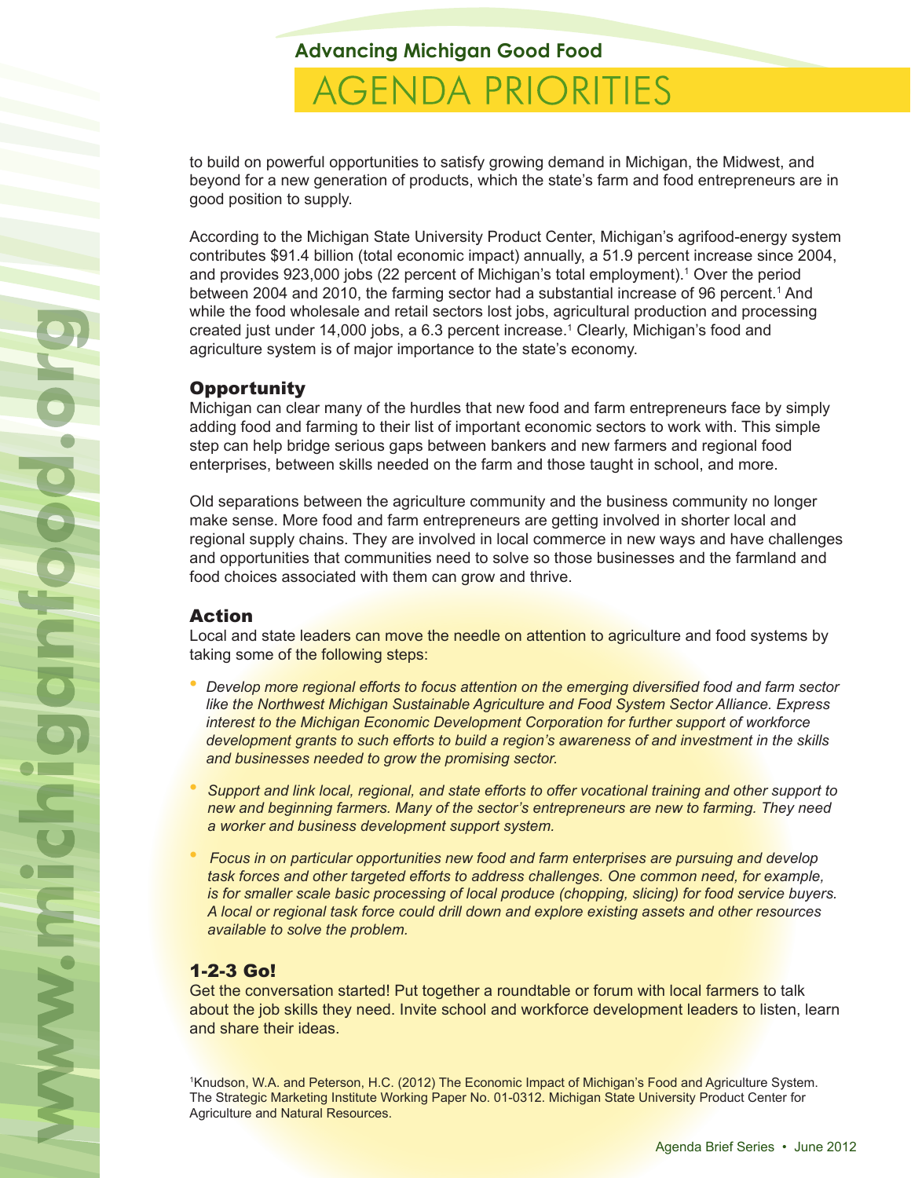to build on powerful opportunities to satisfy growing demand in Michigan, the Midwest, and beyond for a new generation of products, which the state's farm and food entrepreneurs are in good position to supply.

According to the Michigan State University Product Center, Michigan's agrifood-energy system contributes $91.4 billion (total economic impact) annually, a 51.9 percent increase since 2004, and provides 923,000 jobs (22 percent of Michigan's total employment).[1] Over the period between 2004 and 2010, the farming sector had a substantial increase of 96 percent.[1] And while the food wholesale and retail sectors lost jobs, agricultural production and processing created just under 14,000 jobs, a 6.3 percent increase.[1] Clearly, Michigan's food and agriculture system is of major importance to the state's economy.

## Opportunity

Michigan can clear many of the hurdles that new food and farm entrepreneurs face by simply adding food and farming to their list of important economic sectors to work with. This simple step can help bridge serious gaps between bankers and new farmers and regional food enterprises, between skills needed on the farm and those taught in school, and more.

Old separations between the agriculture community and the business community no longer make sense. More food and farm entrepreneurs are getting involved in shorter local and regional supply chains. They are involved in local commerce in new ways and have challenges and opportunities that communities need to solve so those businesses and the farmland and food choices associated with them can grow and thrive.

## Action

Local and state leaders can move the needle on attention to agriculture and food systems by taking some of the following steps:

- *Develop more regional efforts to focus attention on the emerging diversified food and farm sector like the Northwest Michigan Sustainable Agriculture and Food System Sector Alliance. Express interest to the Michigan Economic Development Corporation for further support of workforce development grants to such efforts to build a region's awareness of and investment in the skills and businesses needed to grow the promising sector.*
- *Support and link local, regional, and state efforts to offer vocational training and other support to new and beginning farmers. Many of the sector's entrepreneurs are new to farming. They need a worker and business development support system.*
- *Focus in on particular opportunities new food and farm enterprises are pursuing and develop task forces and other targeted efforts to address challenges. One common need, for example, is for smaller scale basic processing of local produce (chopping, slicing) for food service buyers. A local or regional task force could drill down and explore existing assets and other resources available to solve the problem.*

## 1-2-3 Go!

Get the conversation started! Put together a roundtable or forum with local farmers to talk about the job skills they need. Invite school and workforce development leaders to listen, learn and share their ideas.

[1]Knudson, W.A. and Peterson, H.C. (2012) The Economic Impact of Michigan's Food and Agriculture System. The Strategic Marketing Institute Working Paper No. 01-0312. Michigan State University Product Center for Agriculture and Natural Resources.